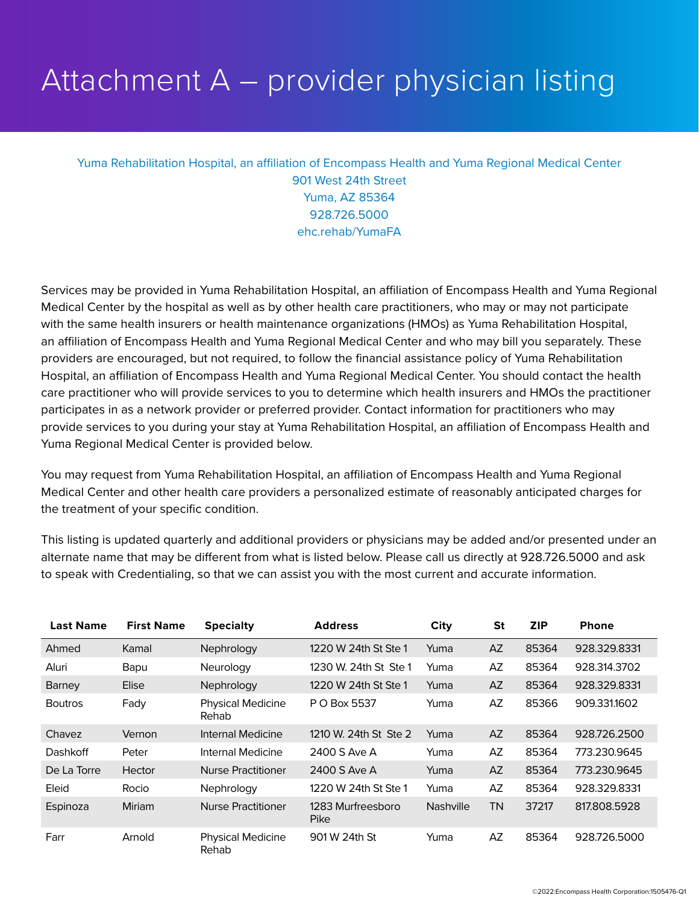# Attachment A – provider physician listing

Yuma Rehabilitation Hospital, an affiliation of Encompass Health and Yuma Regional Medical Center
901 West 24th Street
Yuma, AZ 85364
928.726.5000
ehc.rehab/YumaFA

Services may be provided in Yuma Rehabilitation Hospital, an affiliation of Encompass Health and Yuma Regional Medical Center by the hospital as well as by other health care practitioners, who may or may not participate with the same health insurers or health maintenance organizations (HMOs) as Yuma Rehabilitation Hospital, an affiliation of Encompass Health and Yuma Regional Medical Center and who may bill you separately. These providers are encouraged, but not required, to follow the financial assistance policy of Yuma Rehabilitation Hospital, an affiliation of Encompass Health and Yuma Regional Medical Center. You should contact the health care practitioner who will provide services to you to determine which health insurers and HMOs the practitioner participates in as a network provider or preferred provider. Contact information for practitioners who may provide services to you during your stay at Yuma Rehabilitation Hospital, an affiliation of Encompass Health and Yuma Regional Medical Center is provided below.

You may request from Yuma Rehabilitation Hospital, an affiliation of Encompass Health and Yuma Regional Medical Center and other health care providers a personalized estimate of reasonably anticipated charges for the treatment of your specific condition.

This listing is updated quarterly and additional providers or physicians may be added and/or presented under an alternate name that may be different from what is listed below. Please call us directly at 928.726.5000 and ask to speak with Credentialing, so that we can assist you with the most current and accurate information.

| Last Name | First Name | Specialty | Address | City | St | ZIP | Phone |
|---|---|---|---|---|---|---|---|
| Ahmed | Kamal | Nephrology | 1220 W 24th St Ste 1 | Yuma | AZ | 85364 | 928.329.8331 |
| Aluri | Bapu | Neurology | 1230 W. 24th St Ste 1 | Yuma | AZ | 85364 | 928.314.3702 |
| Barney | Elise | Nephrology | 1220 W 24th St Ste 1 | Yuma | AZ | 85364 | 928.329.8331 |
| Boutros | Fady | Physical Medicine Rehab | P O Box 5537 | Yuma | AZ | 85366 | 909.331.1602 |
| Chavez | Vernon | Internal Medicine | 1210 W. 24th St Ste 2 | Yuma | AZ | 85364 | 928.726.2500 |
| Dashkoff | Peter | Internal Medicine | 2400 S Ave A | Yuma | AZ | 85364 | 773.230.9645 |
| De La Torre | Hector | Nurse Practitioner | 2400 S Ave A | Yuma | AZ | 85364 | 773.230.9645 |
| Eleid | Rocio | Nephrology | 1220 W 24th St Ste 1 | Yuma | AZ | 85364 | 928.329.8331 |
| Espinoza | Miriam | Nurse Practitioner | 1283 Murfreesboro Pike | Nashville | TN | 37217 | 817.808.5928 |
| Farr | Arnold | Physical Medicine Rehab | 901 W 24th St | Yuma | AZ | 85364 | 928.726.5000 |

©2022:Encompass Health Corporation:1505476-Q1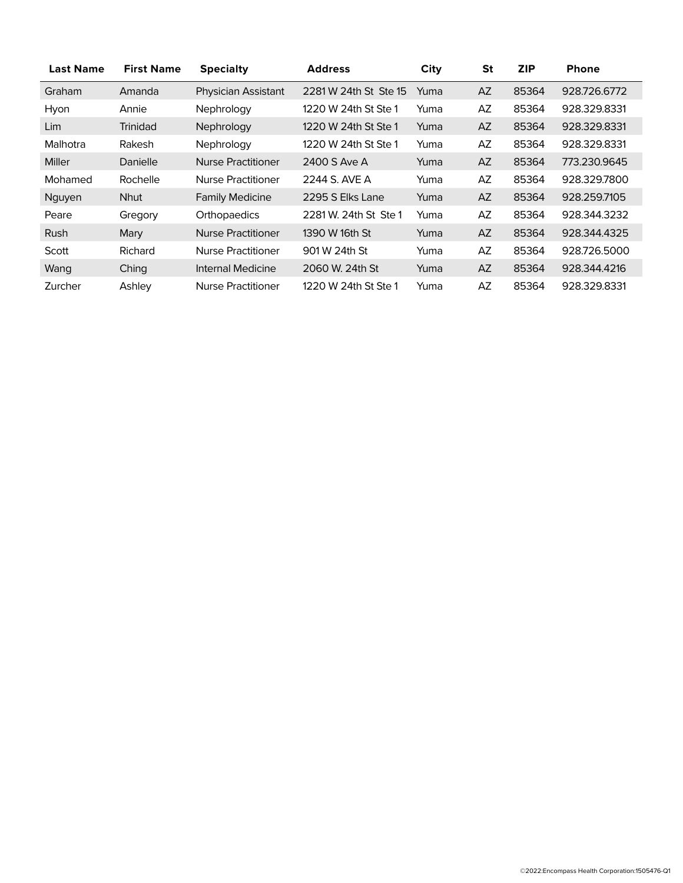| Last Name | First Name | Specialty | Address | City | St | ZIP | Phone |
|---|---|---|---|---|---|---|---|
| Graham | Amanda | Physician Assistant | 2281 W 24th St Ste 15 | Yuma | AZ | 85364 | 928.726.6772 |
| Hyon | Annie | Nephrology | 1220 W 24th St Ste 1 | Yuma | AZ | 85364 | 928.329.8331 |
| Lim | Trinidad | Nephrology | 1220 W 24th St Ste 1 | Yuma | AZ | 85364 | 928.329.8331 |
| Malhotra | Rakesh | Nephrology | 1220 W 24th St Ste 1 | Yuma | AZ | 85364 | 928.329.8331 |
| Miller | Danielle | Nurse Practitioner | 2400 S Ave A | Yuma | AZ | 85364 | 773.230.9645 |
| Mohamed | Rochelle | Nurse Practitioner | 2244 S. AVE A | Yuma | AZ | 85364 | 928.329.7800 |
| Nguyen | Nhut | Family Medicine | 2295 S Elks Lane | Yuma | AZ | 85364 | 928.259.7105 |
| Peare | Gregory | Orthopaedics | 2281 W. 24th St Ste 1 | Yuma | AZ | 85364 | 928.344.3232 |
| Rush | Mary | Nurse Practitioner | 1390 W 16th St | Yuma | AZ | 85364 | 928.344.4325 |
| Scott | Richard | Nurse Practitioner | 901 W 24th St | Yuma | AZ | 85364 | 928.726.5000 |
| Wang | Ching | Internal Medicine | 2060 W. 24th St | Yuma | AZ | 85364 | 928.344.4216 |
| Zurcher | Ashley | Nurse Practitioner | 1220 W 24th St Ste 1 | Yuma | AZ | 85364 | 928.329.8331 |

©2022:Encompass Health Corporation:1505476-Q1